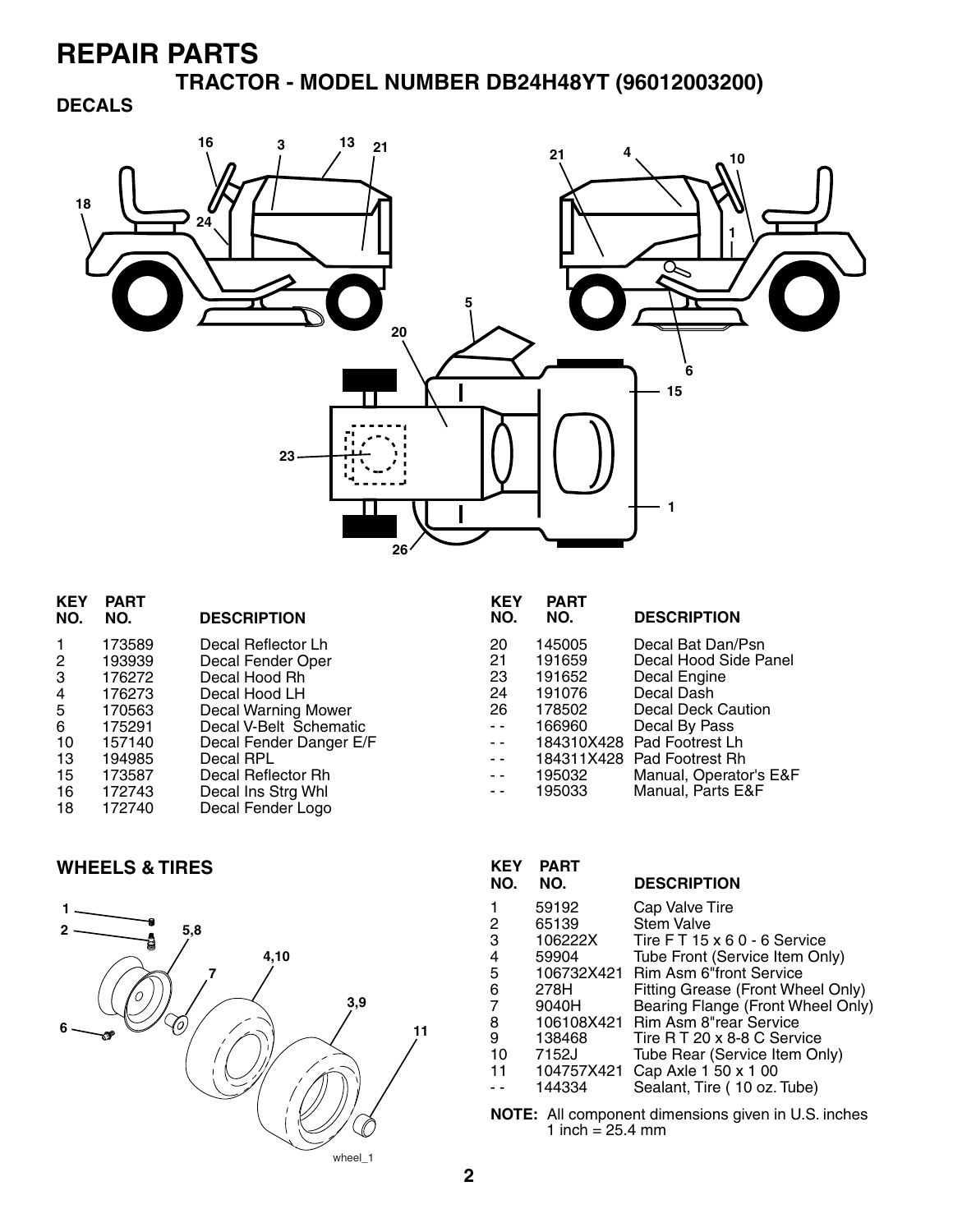# REPAIR PARTS

## TRACTOR - MODEL NUMBER DB24H48YT (96012003200)

### DECALS

| KEY NO. | PART NO. | DESCRIPTION |
|---|---|---|
| 1 | 173589 | Decal Reflector Lh |
| 2 | 193939 | Decal Fender Oper |
| 3 | 176272 | Decal Hood Rh |
| 4 | 176273 | Decal Hood LH |
| 5 | 170563 | Decal Warning Mower |
| 6 | 175291 | Decal V-Belt Schematic |
| 10 | 157140 | Decal Fender Danger E/F |
| 13 | 194985 | Decal RPL |
| 15 | 173587 | Decal Reflector Rh |
| 16 | 172743 | Decal Ins Strg Whl |
| 18 | 172740 | Decal Fender Logo |
| 20 | 145005 | Decal Bat Dan/Psn |
| 21 | 191659 | Decal Hood Side Panel |
| 23 | 191652 | Decal Engine |
| 24 | 191076 | Decal Dash |
| 26 | 178502 | Decal Deck Caution |
| - - | 166960 | Decal By Pass |
| - - | 184310X428 | Pad Footrest Lh |
| - - | 184311X428 | Pad Footrest Rh |
| - - | 195032 | Manual, Operator's E&F |
| - - | 195033 | Manual, Parts E&F |

### WHEELS & TIRES

| KEY NO. | PART NO. | DESCRIPTION |
|---|---|---|
| 1 | 59192 | Cap Valve Tire |
| 2 | 65139 | Stem Valve |
| 3 | 106222X | Tire F T 15 x 6 0 - 6 Service |
| 4 | 59904 | Tube Front (Service Item Only) |
| 5 | 106732X421 | Rim Asm 6"front Service |
| 6 | 278H | Fitting Grease (Front Wheel Only) |
| 7 | 9040H | Bearing Flange (Front Wheel Only) |
| 8 | 106108X421 | Rim Asm 8"rear Service |
| 9 | 138468 | Tire R T 20 x 8-8 C Service |
| 10 | 7152J | Tube Rear (Service Item Only) |
| 11 | 104757X421 | Cap Axle 1 50 x 1 00 |
| - - | 144334 | Sealant, Tire ( 10 oz. Tube) |

**NOTE:** All component dimensions given in U.S. inches
1 inch = 25.4 mm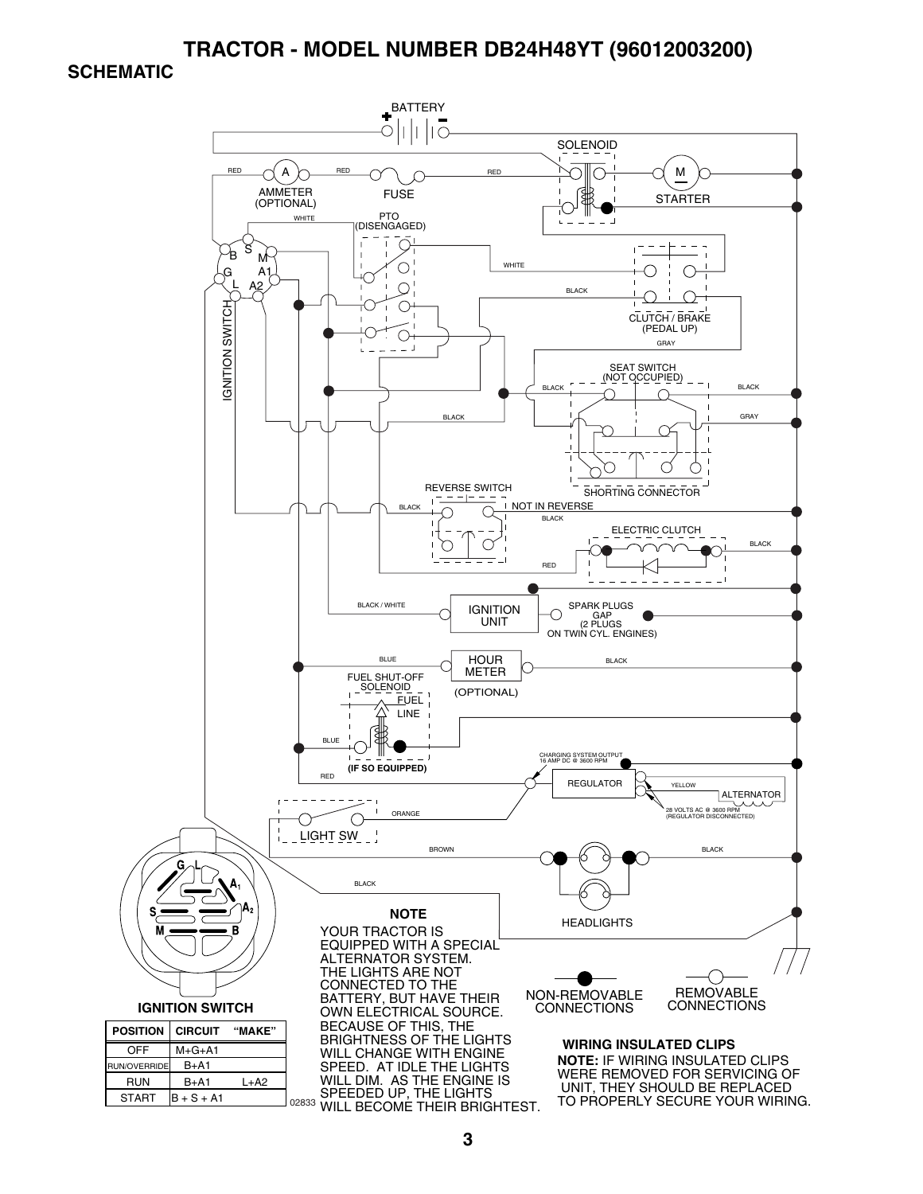# TRACTOR - MODEL NUMBER DB24H48YT (96012003200)

## SCHEMATIC

BATTERY

SOLENOID

RED — AMMETER (OPTIONAL) — RED — FUSE — RED

STARTER

WHITE — PTO (DISENGAGED)

WHITE

BLACK

CLUTCH / BRAKE (PEDAL UP)

GRAY

IGNITION SWITCH

SEAT SWITCH (NOT OCCUPIED)

BLACK — BLACK

BLACK — GRAY

SHORTING CONNECTOR

REVERSE SWITCH

BLACK — NOT IN REVERSE

BLACK

ELECTRIC CLUTCH

BLACK

RED

BLACK / WHITE — IGNITION UNIT — SPARK PLUGS GAP (2 PLUGS ON TWIN CYL. ENGINES)

BLUE — HOUR METER (OPTIONAL) — BLACK

FUEL SHUT-OFF SOLENOID — FUEL LINE

BLUE

(IF SO EQUIPPED)

RED

CHARGING SYSTEM OUTPUT 16 AMP DC @ 3600 RPM

REGULATOR — YELLOW — ALTERNATOR

28 VOLTS AC @ 3600 RPM (REGULATOR DISCONNECTED)

ORANGE

LIGHT SW

BROWN — BLACK

BLACK

HEADLIGHTS

**IGNITION SWITCH**

| POSITION | CIRCUIT | "MAKE" |
|---|---|---|
| OFF | M+G+A1 | |
| RUN/OVERRIDE | B+A1 | |
| RUN | B+A1 | L+A2 |
| START | B + S + A1 | |

02833

**NOTE**

YOUR TRACTOR IS EQUIPPED WITH A SPECIAL ALTERNATOR SYSTEM. THE LIGHTS ARE NOT CONNECTED TO THE BATTERY, BUT HAVE THEIR OWN ELECTRICAL SOURCE. BECAUSE OF THIS, THE BRIGHTNESS OF THE LIGHTS WILL CHANGE WITH ENGINE SPEED. AT IDLE THE LIGHTS WILL DIM. AS THE ENGINE IS SPEEDED UP, THE LIGHTS WILL BECOME THEIR BRIGHTEST.

NON-REMOVABLE CONNECTIONS

REMOVABLE CONNECTIONS

**WIRING INSULATED CLIPS**

**NOTE:** IF WIRING INSULATED CLIPS WERE REMOVED FOR SERVICING OF UNIT, THEY SHOULD BE REPLACED TO PROPERLY SECURE YOUR WIRING.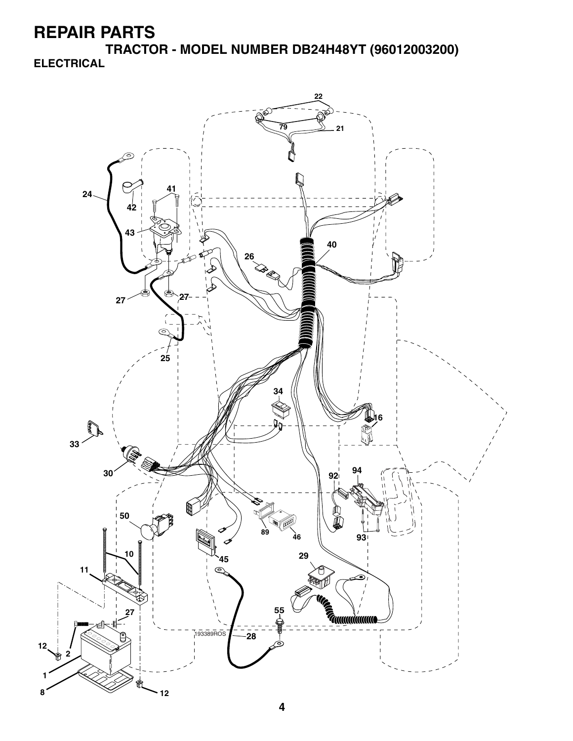# REPAIR PARTS

## TRACTOR - MODEL NUMBER DB24H48YT (96012003200)

### ELECTRICAL

22

79

21

24

41

42

43

40

26

27

27

25

34

16

33

30

92

94

50

89

46

93

10

45

11

29

27

55

193389ROS

28

12

2

1

8

12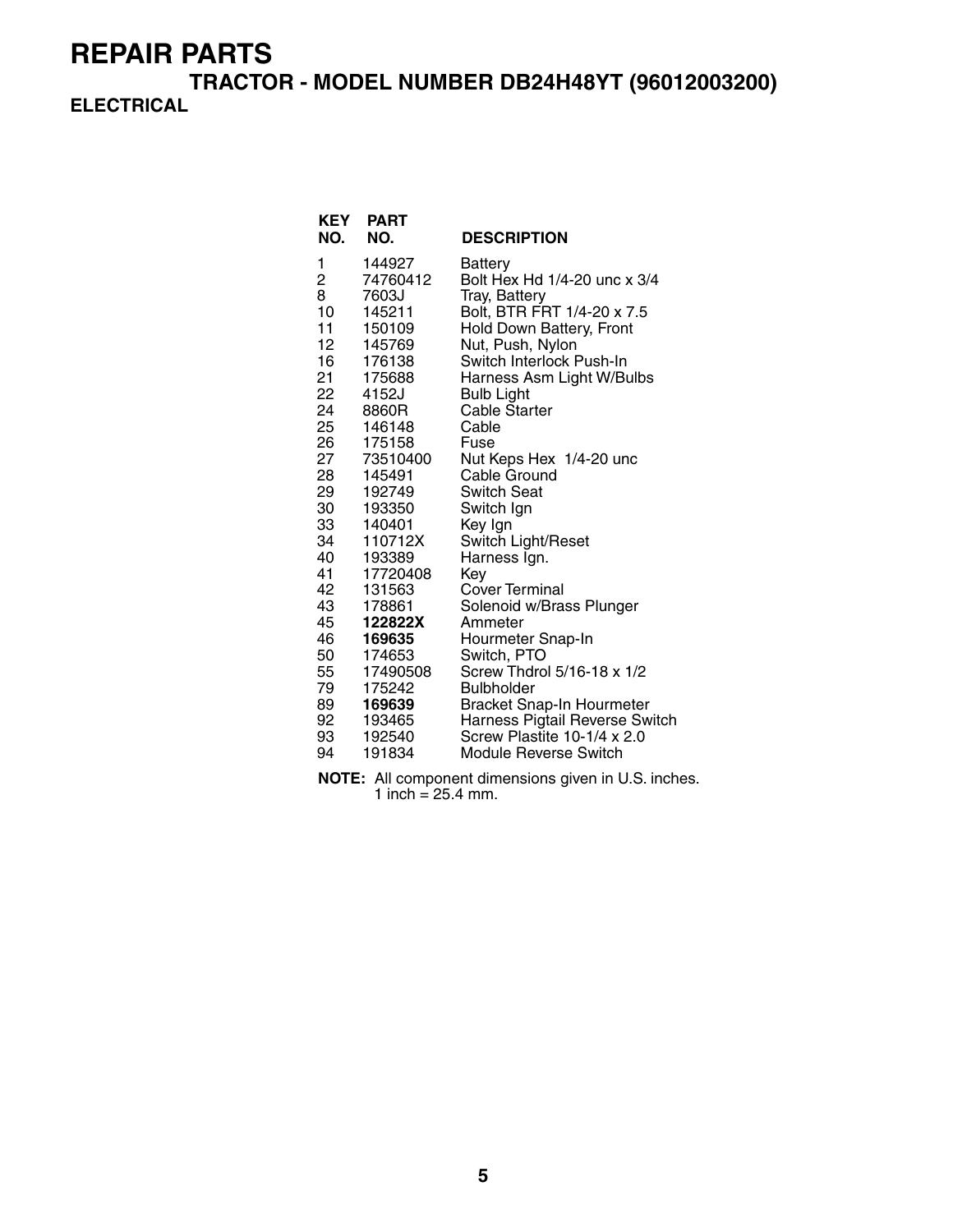# REPAIR PARTS

## TRACTOR - MODEL NUMBER DB24H48YT (96012003200)

### ELECTRICAL

| KEY NO. | PART NO. | DESCRIPTION |
|---|---|---|
| 1 | 144927 | Battery |
| 2 | 74760412 | Bolt Hex Hd 1/4-20 unc x 3/4 |
| 8 | 7603J | Tray, Battery |
| 10 | 145211 | Bolt, BTR FRT 1/4-20 x 7.5 |
| 11 | 150109 | Hold Down Battery, Front |
| 12 | 145769 | Nut, Push, Nylon |
| 16 | 176138 | Switch Interlock Push-In |
| 21 | 175688 | Harness Asm Light W/Bulbs |
| 22 | 4152J | Bulb Light |
| 24 | 8860R | Cable Starter |
| 25 | 146148 | Cable |
| 26 | 175158 | Fuse |
| 27 | 73510400 | Nut Keps Hex 1/4-20 unc |
| 28 | 145491 | Cable Ground |
| 29 | 192749 | Switch Seat |
| 30 | 193350 | Switch Ign |
| 33 | 140401 | Key Ign |
| 34 | 110712X | Switch Light/Reset |
| 40 | 193389 | Harness Ign. |
| 41 | 17720408 | Key |
| 42 | 131563 | Cover Terminal |
| 43 | 178861 | Solenoid w/Brass Plunger |
| 45 | **122822X** | Ammeter |
| 46 | **169635** | Hourmeter Snap-In |
| 50 | 174653 | Switch, PTO |
| 55 | 17490508 | Screw Thdrol 5/16-18 x 1/2 |
| 79 | 175242 | Bulbholder |
| 89 | **169639** | Bracket Snap-In Hourmeter |
| 92 | 193465 | Harness Pigtail Reverse Switch |
| 93 | 192540 | Screw Plastite 10-1/4 x 2.0 |
| 94 | 191834 | Module Reverse Switch |

**NOTE:** All component dimensions given in U.S. inches.
1 inch = 25.4 mm.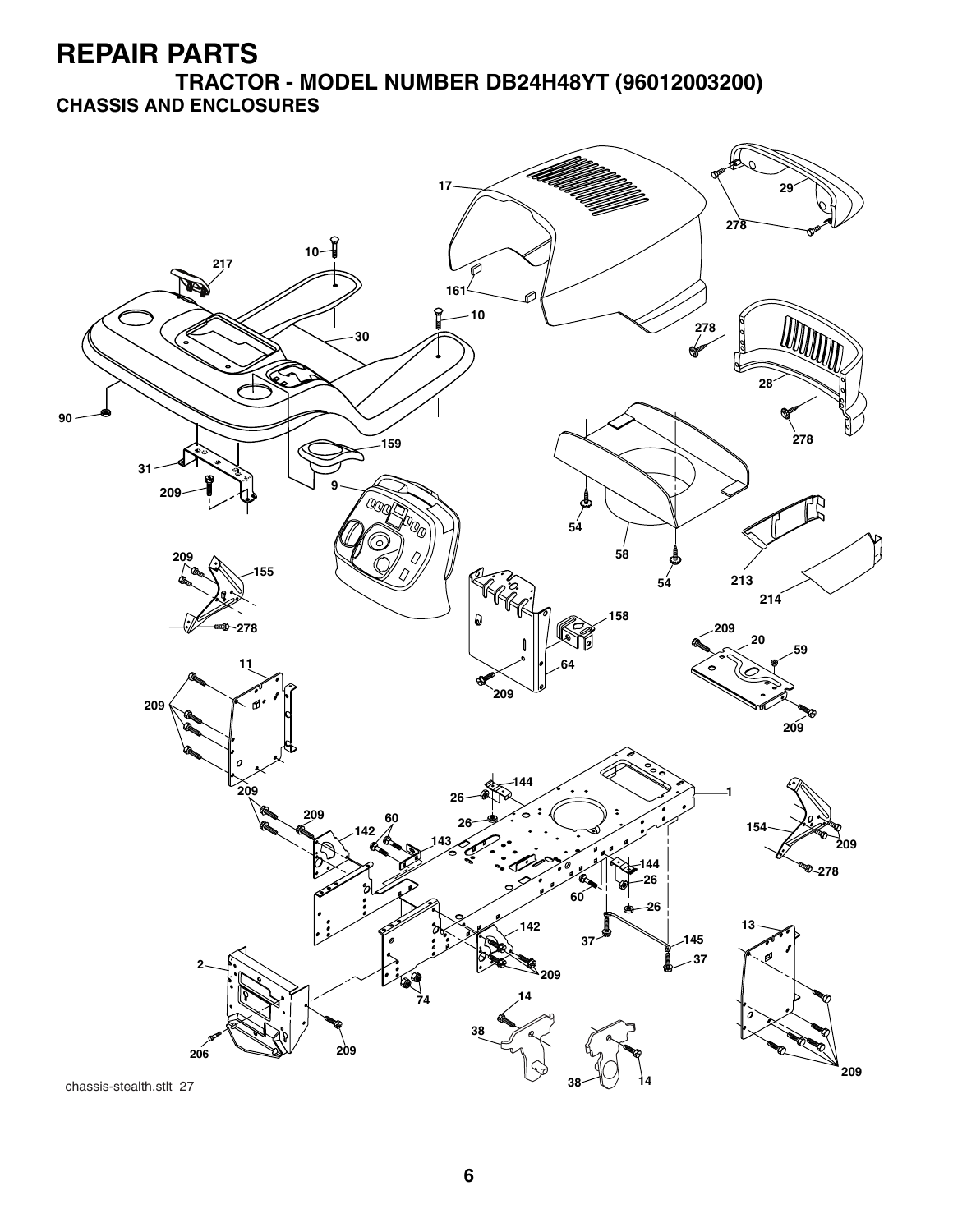# REPAIR PARTS

## TRACTOR - MODEL NUMBER DB24H48YT (96012003200)

### CHASSIS AND ENCLOSURES

chassis-stealth.stlt_27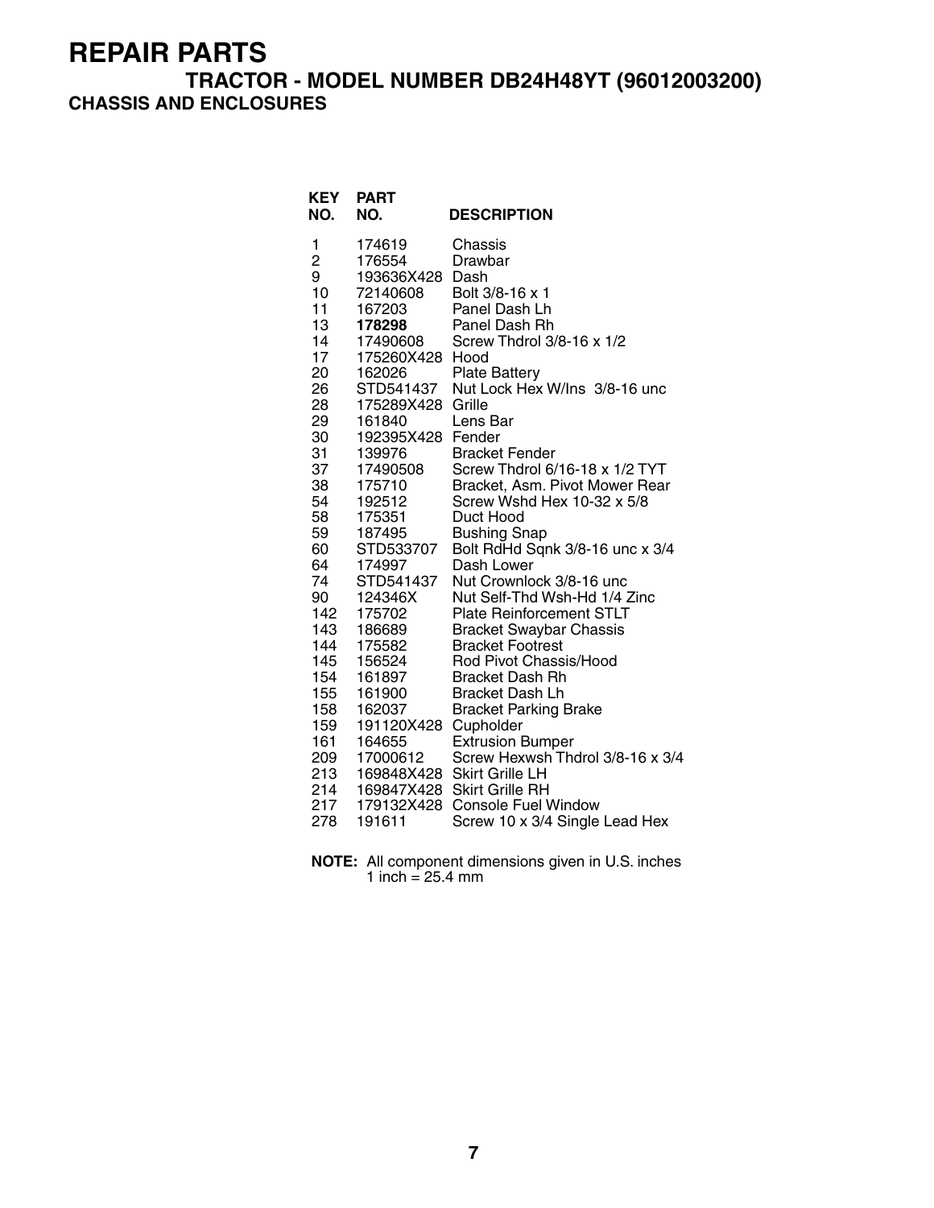# REPAIR PARTS

## TRACTOR - MODEL NUMBER DB24H48YT (96012003200)

### CHASSIS AND ENCLOSURES

| KEY NO. | PART NO. | DESCRIPTION |
|---|---|---|
| 1 | 174619 | Chassis |
| 2 | 176554 | Drawbar |
| 9 | 193636X428 | Dash |
| 10 | 72140608 | Bolt 3/8-16 x 1 |
| 11 | 167203 | Panel Dash Lh |
| 13 | **178298** | Panel Dash Rh |
| 14 | 17490608 | Screw Thdrol 3/8-16 x 1/2 |
| 17 | 175260X428 | Hood |
| 20 | 162026 | Plate Battery |
| 26 | STD541437 | Nut Lock Hex W/Ins 3/8-16 unc |
| 28 | 175289X428 | Grille |
| 29 | 161840 | Lens Bar |
| 30 | 192395X428 | Fender |
| 31 | 139976 | Bracket Fender |
| 37 | 17490508 | Screw Thdrol 6/16-18 x 1/2 TYT |
| 38 | 175710 | Bracket, Asm. Pivot Mower Rear |
| 54 | 192512 | Screw Wshd Hex 10-32 x 5/8 |
| 58 | 175351 | Duct Hood |
| 59 | 187495 | Bushing Snap |
| 60 | STD533707 | Bolt RdHd Sqnk 3/8-16 unc x 3/4 |
| 64 | 174997 | Dash Lower |
| 74 | STD541437 | Nut Crownlock 3/8-16 unc |
| 90 | 124346X | Nut Self-Thd Wsh-Hd 1/4 Zinc |
| 142 | 175702 | Plate Reinforcement STLT |
| 143 | 186689 | Bracket Swaybar Chassis |
| 144 | 175582 | Bracket Footrest |
| 145 | 156524 | Rod Pivot Chassis/Hood |
| 154 | 161897 | Bracket Dash Rh |
| 155 | 161900 | Bracket Dash Lh |
| 158 | 162037 | Bracket Parking Brake |
| 159 | 191120X428 | Cupholder |
| 161 | 164655 | Extrusion Bumper |
| 209 | 17000612 | Screw Hexwsh Thdrol 3/8-16 x 3/4 |
| 213 | 169848X428 | Skirt Grille LH |
| 214 | 169847X428 | Skirt Grille RH |
| 217 | 179132X428 | Console Fuel Window |
| 278 | 191611 | Screw 10 x 3/4 Single Lead Hex |

**NOTE:** All component dimensions given in U.S. inches
1 inch = 25.4 mm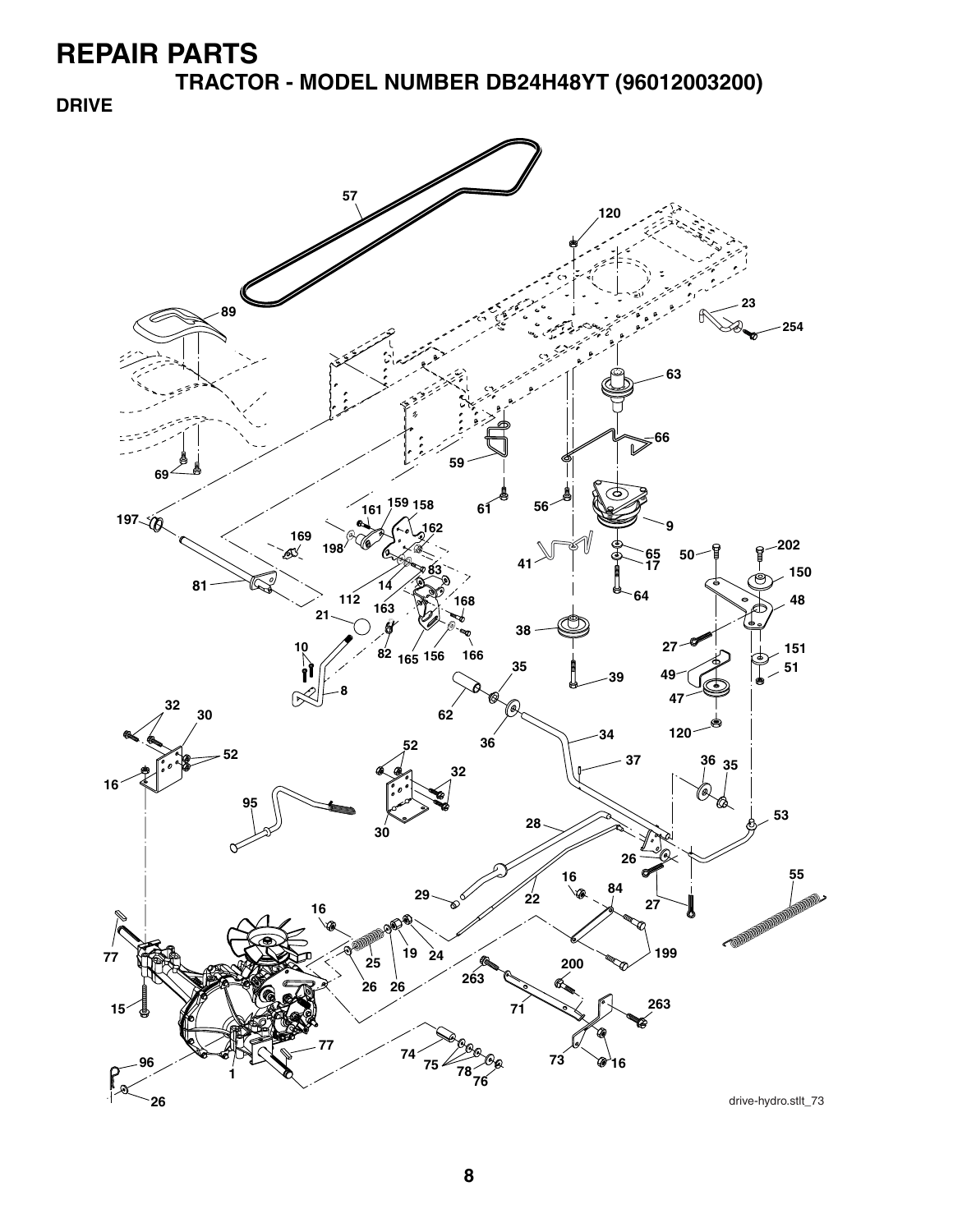# REPAIR PARTS

## TRACTOR - MODEL NUMBER DB24H48YT (96012003200)

### DRIVE

drive-hydro.stlt_73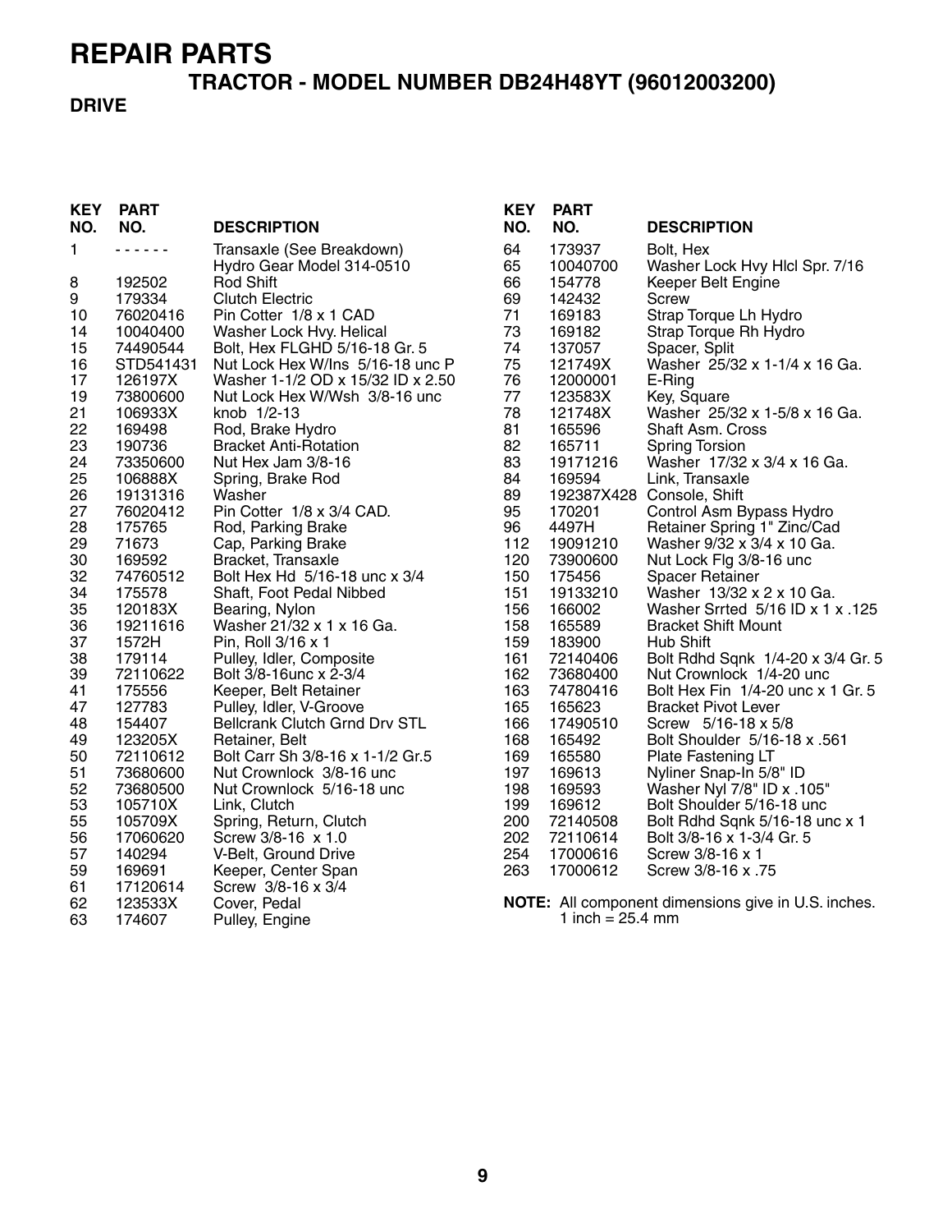# REPAIR PARTS

## TRACTOR - MODEL NUMBER DB24H48YT (96012003200)

### DRIVE

| KEY NO. | PART NO. | DESCRIPTION |
|---|---|---|
| 1 | - - - - - - | Transaxle (See Breakdown) Hydro Gear Model 314-0510 |
| 8 | 192502 | Rod Shift |
| 9 | 179334 | Clutch Electric |
| 10 | 76020416 | Pin Cotter 1/8 x 1 CAD |
| 14 | 10040400 | Washer Lock Hvy. Helical |
| 15 | 74490544 | Bolt, Hex FLGHD 5/16-18 Gr. 5 |
| 16 | STD541431 | Nut Lock Hex W/Ins 5/16-18 unc P |
| 17 | 126197X | Washer 1-1/2 OD x 15/32 ID x 2.50 |
| 19 | 73800600 | Nut Lock Hex W/Wsh 3/8-16 unc |
| 21 | 106933X | knob 1/2-13 |
| 22 | 169498 | Rod, Brake Hydro |
| 23 | 190736 | Bracket Anti-Rotation |
| 24 | 73350600 | Nut Hex Jam 3/8-16 |
| 25 | 106888X | Spring, Brake Rod |
| 26 | 19131316 | Washer |
| 27 | 76020412 | Pin Cotter 1/8 x 3/4 CAD. |
| 28 | 175765 | Rod, Parking Brake |
| 29 | 71673 | Cap, Parking Brake |
| 30 | 169592 | Bracket, Transaxle |
| 32 | 74760512 | Bolt Hex Hd 5/16-18 unc x 3/4 |
| 34 | 175578 | Shaft, Foot Pedal Nibbed |
| 35 | 120183X | Bearing, Nylon |
| 36 | 19211616 | Washer 21/32 x 1 x 16 Ga. |
| 37 | 1572H | Pin, Roll 3/16 x 1 |
| 38 | 179114 | Pulley, Idler, Composite |
| 39 | 72110622 | Bolt 3/8-16unc x 2-3/4 |
| 41 | 175556 | Keeper, Belt Retainer |
| 47 | 127783 | Pulley, Idler, V-Groove |
| 48 | 154407 | Bellcrank Clutch Grnd Drv STL |
| 49 | 123205X | Retainer, Belt |
| 50 | 72110612 | Bolt Carr Sh 3/8-16 x 1-1/2 Gr.5 |
| 51 | 73680600 | Nut Crownlock 3/8-16 unc |
| 52 | 73680500 | Nut Crownlock 5/16-18 unc |
| 53 | 105710X | Link, Clutch |
| 55 | 105709X | Spring, Return, Clutch |
| 56 | 17060620 | Screw 3/8-16 x 1.0 |
| 57 | 140294 | V-Belt, Ground Drive |
| 59 | 169691 | Keeper, Center Span |
| 61 | 17120614 | Screw 3/8-16 x 3/4 |
| 62 | 123533X | Cover, Pedal |
| 63 | 174607 | Pulley, Engine |
| 64 | 173937 | Bolt, Hex |
| 65 | 10040700 | Washer Lock Hvy Hlcl Spr. 7/16 |
| 66 | 154778 | Keeper Belt Engine |
| 69 | 142432 | Screw |
| 71 | 169183 | Strap Torque Lh Hydro |
| 73 | 169182 | Strap Torque Rh Hydro |
| 74 | 137057 | Spacer, Split |
| 75 | 121749X | Washer 25/32 x 1-1/4 x 16 Ga. |
| 76 | 12000001 | E-Ring |
| 77 | 123583X | Key, Square |
| 78 | 121748X | Washer 25/32 x 1-5/8 x 16 Ga. |
| 81 | 165596 | Shaft Asm. Cross |
| 82 | 165711 | Spring Torsion |
| 83 | 19171216 | Washer 17/32 x 3/4 x 16 Ga. |
| 84 | 169594 | Link, Transaxle |
| 89 | 192387X428 | Console, Shift |
| 95 | 170201 | Control Asm Bypass Hydro |
| 96 | 4497H | Retainer Spring 1" Zinc/Cad |
| 112 | 19091210 | Washer 9/32 x 3/4 x 10 Ga. |
| 120 | 73900600 | Nut Lock Flg 3/8-16 unc |
| 150 | 175456 | Spacer Retainer |
| 151 | 19133210 | Washer 13/32 x 2 x 10 Ga. |
| 156 | 166002 | Washer Srrted 5/16 ID x 1 x .125 |
| 158 | 165589 | Bracket Shift Mount |
| 159 | 183900 | Hub Shift |
| 161 | 72140406 | Bolt Rdhd Sqnk 1/4-20 x 3/4 Gr. 5 |
| 162 | 73680400 | Nut Crownlock 1/4-20 unc |
| 163 | 74780416 | Bolt Hex Fin 1/4-20 unc x 1 Gr. 5 |
| 165 | 165623 | Bracket Pivot Lever |
| 166 | 17490510 | Screw 5/16-18 x 5/8 |
| 168 | 165492 | Bolt Shoulder 5/16-18 x .561 |
| 169 | 165580 | Plate Fastening LT |
| 197 | 169613 | Nyliner Snap-In 5/8" ID |
| 198 | 169593 | Washer Nyl 7/8" ID x .105" |
| 199 | 169612 | Bolt Shoulder 5/16-18 unc |
| 200 | 72140508 | Bolt Rdhd Sqnk 5/16-18 unc x 1 |
| 202 | 72110614 | Bolt 3/8-16 x 1-3/4 Gr. 5 |
| 254 | 17000616 | Screw 3/8-16 x 1 |
| 263 | 17000612 | Screw 3/8-16 x .75 |

**NOTE:** All component dimensions give in U.S. inches.
1 inch = 25.4 mm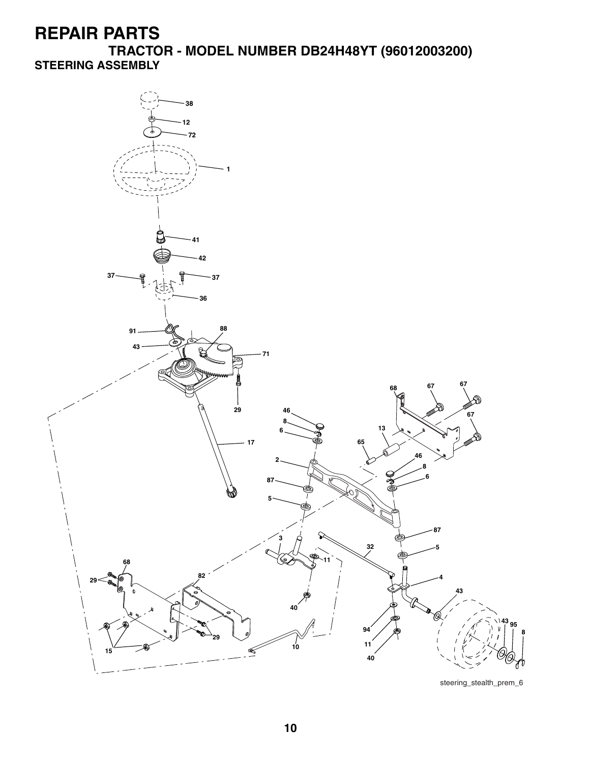# REPAIR PARTS

## TRACTOR - MODEL NUMBER DB24H48YT (96012003200)

### STEERING ASSEMBLY

steering_stealth_prem_6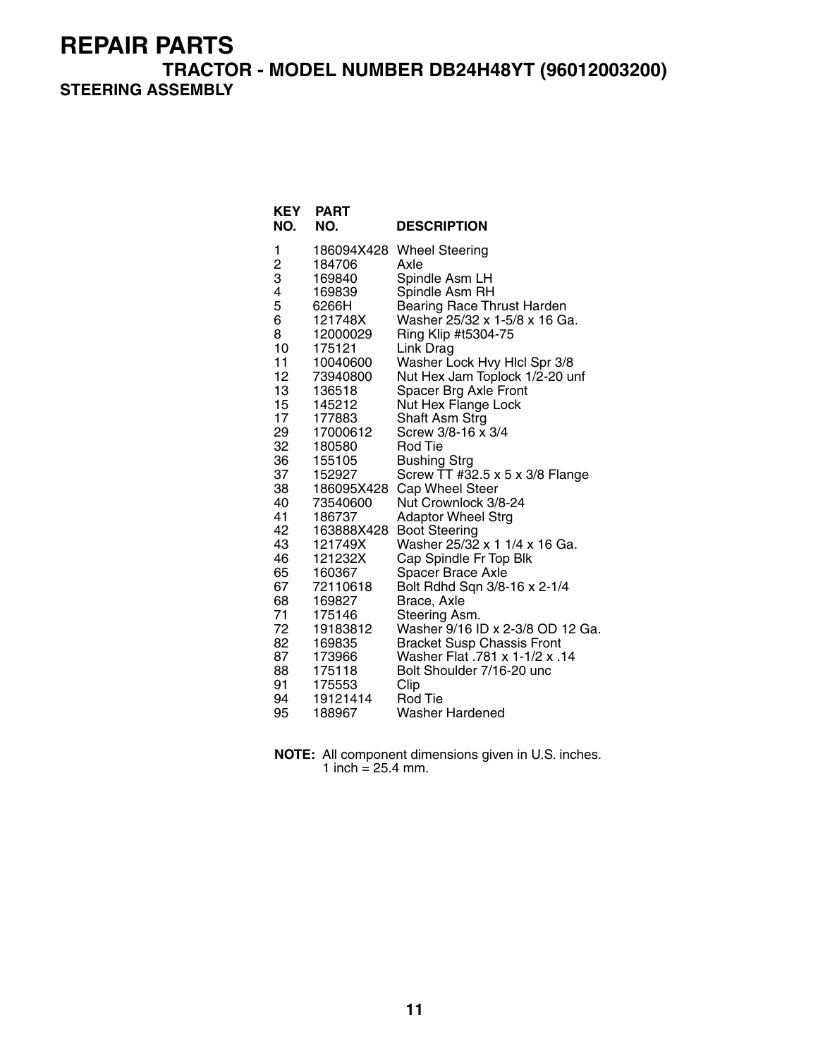# REPAIR PARTS

## TRACTOR - MODEL NUMBER DB24H48YT (96012003200)

### STEERING ASSEMBLY

| KEY NO. | PART NO. | DESCRIPTION |
|---|---|---|
| 1 | 186094X428 | Wheel Steering |
| 2 | 184706 | Axle |
| 3 | 169840 | Spindle Asm LH |
| 4 | 169839 | Spindle Asm RH |
| 5 | 6266H | Bearing Race Thrust Harden |
| 6 | 121748X | Washer 25/32 x 1-5/8 x 16 Ga. |
| 8 | 12000029 | Ring Klip #t5304-75 |
| 10 | 175121 | Link Drag |
| 11 | 10040600 | Washer Lock Hvy Hlcl Spr 3/8 |
| 12 | 73940800 | Nut Hex Jam Toplock 1/2-20 unf |
| 13 | 136518 | Spacer Brg Axle Front |
| 15 | 145212 | Nut Hex Flange Lock |
| 17 | 177883 | Shaft Asm Strg |
| 29 | 17000612 | Screw 3/8-16 x 3/4 |
| 32 | 180580 | Rod Tie |
| 36 | 155105 | Bushing Strg |
| 37 | 152927 | Screw TT #32.5 x 5 x 3/8 Flange |
| 38 | 186095X428 | Cap Wheel Steer |
| 40 | 73540600 | Nut Crownlock 3/8-24 |
| 41 | 186737 | Adaptor Wheel Strg |
| 42 | 163888X428 | Boot Steering |
| 43 | 121749X | Washer 25/32 x 1 1/4 x 16 Ga. |
| 46 | 121232X | Cap Spindle Fr Top Blk |
| 65 | 160367 | Spacer Brace Axle |
| 67 | 72110618 | Bolt Rdhd Sqn 3/8-16 x 2-1/4 |
| 68 | 169827 | Brace, Axle |
| 71 | 175146 | Steering Asm. |
| 72 | 19183812 | Washer 9/16 ID x 2-3/8 OD 12 Ga. |
| 82 | 169835 | Bracket Susp Chassis Front |
| 87 | 173966 | Washer Flat .781 x 1-1/2 x .14 |
| 88 | 175118 | Bolt Shoulder 7/16-20 unc |
| 91 | 175553 | Clip |
| 94 | 19121414 | Rod Tie |
| 95 | 188967 | Washer Hardened |

**NOTE:** All component dimensions given in U.S. inches.
1 inch = 25.4 mm.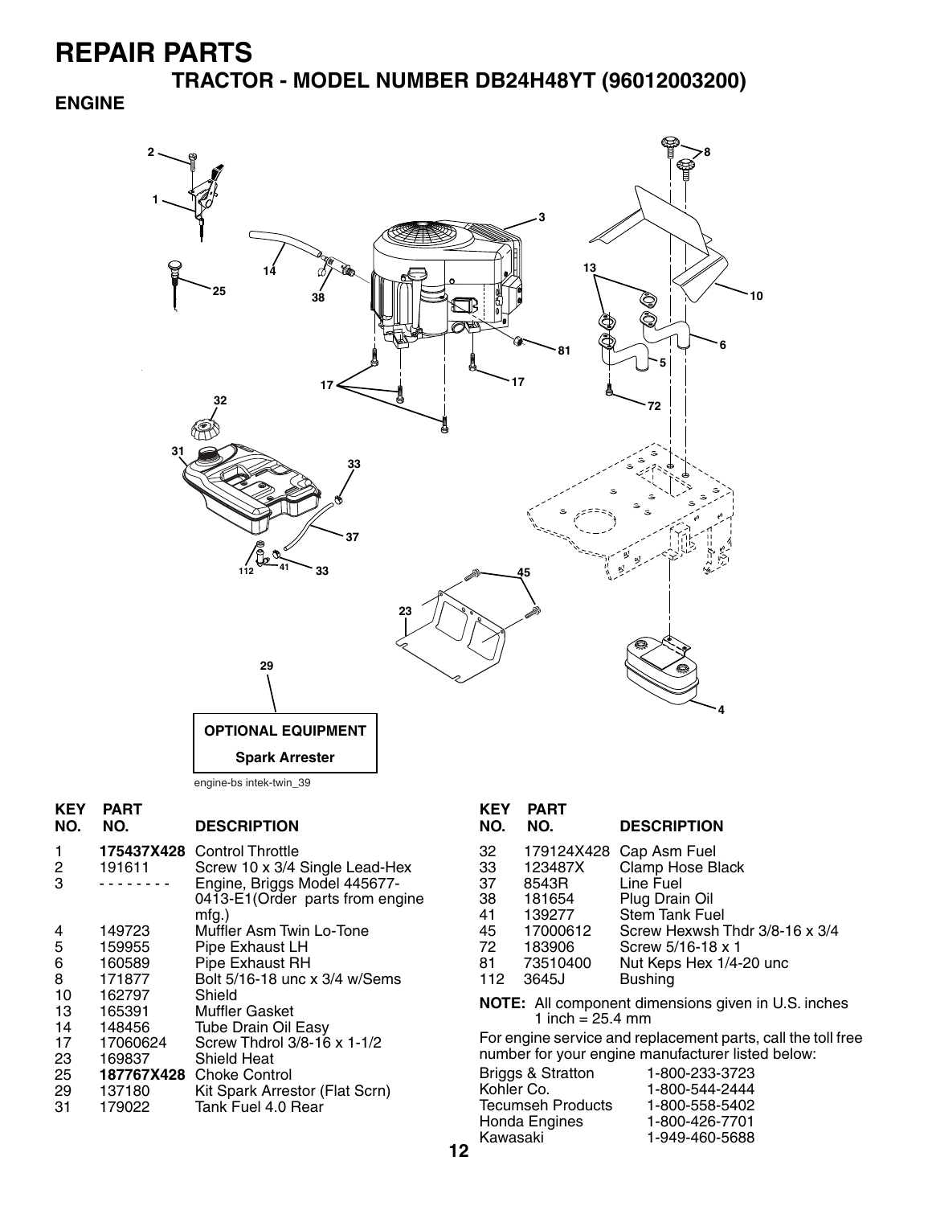# REPAIR PARTS

## TRACTOR - MODEL NUMBER DB24H48YT (96012003200)

### ENGINE

OPTIONAL EQUIPMENT

Spark Arrester

engine-bs intek-twin_39

| KEY NO. | PART NO. | DESCRIPTION |
|---|---|---|
| 1 | **175437X428** | Control Throttle |
| 2 | 191611 | Screw 10 x 3/4 Single Lead-Hex |
| 3 | - - - - - - - - | Engine, Briggs Model 445677-0413-E1(Order parts from engine mfg.) |
| 4 | 149723 | Muffler Asm Twin Lo-Tone |
| 5 | 159955 | Pipe Exhaust LH |
| 6 | 160589 | Pipe Exhaust RH |
| 8 | 171877 | Bolt 5/16-18 unc x 3/4 w/Sems |
| 10 | 162797 | Shield |
| 13 | 165391 | Muffler Gasket |
| 14 | 148456 | Tube Drain Oil Easy |
| 17 | 17060624 | Screw Thdrol 3/8-16 x 1-1/2 |
| 23 | 169837 | Shield Heat |
| 25 | **187767X428** | Choke Control |
| 29 | 137180 | Kit Spark Arrestor (Flat Scrn) |
| 31 | 179022 | Tank Fuel 4.0 Rear |
| 32 | 179124X428 | Cap Asm Fuel |
| 33 | 123487X | Clamp Hose Black |
| 37 | 8543R | Line Fuel |
| 38 | 181654 | Plug Drain Oil |
| 41 | 139277 | Stem Tank Fuel |
| 45 | 17000612 | Screw Hexwsh Thdr 3/8-16 x 3/4 |
| 72 | 183906 | Screw 5/16-18 x 1 |
| 81 | 73510400 | Nut Keps Hex 1/4-20 unc |
| 112 | 3645J | Bushing |

**NOTE:** All component dimensions given in U.S. inches
1 inch = 25.4 mm

For engine service and replacement parts, call the toll free number for your engine manufacturer listed below:

| | |
|---|---|
| Briggs & Stratton | 1-800-233-3723 |
| Kohler Co. | 1-800-544-2444 |
| Tecumseh Products | 1-800-558-5402 |
| Honda Engines | 1-800-426-7701 |
| Kawasaki | 1-949-460-5688 |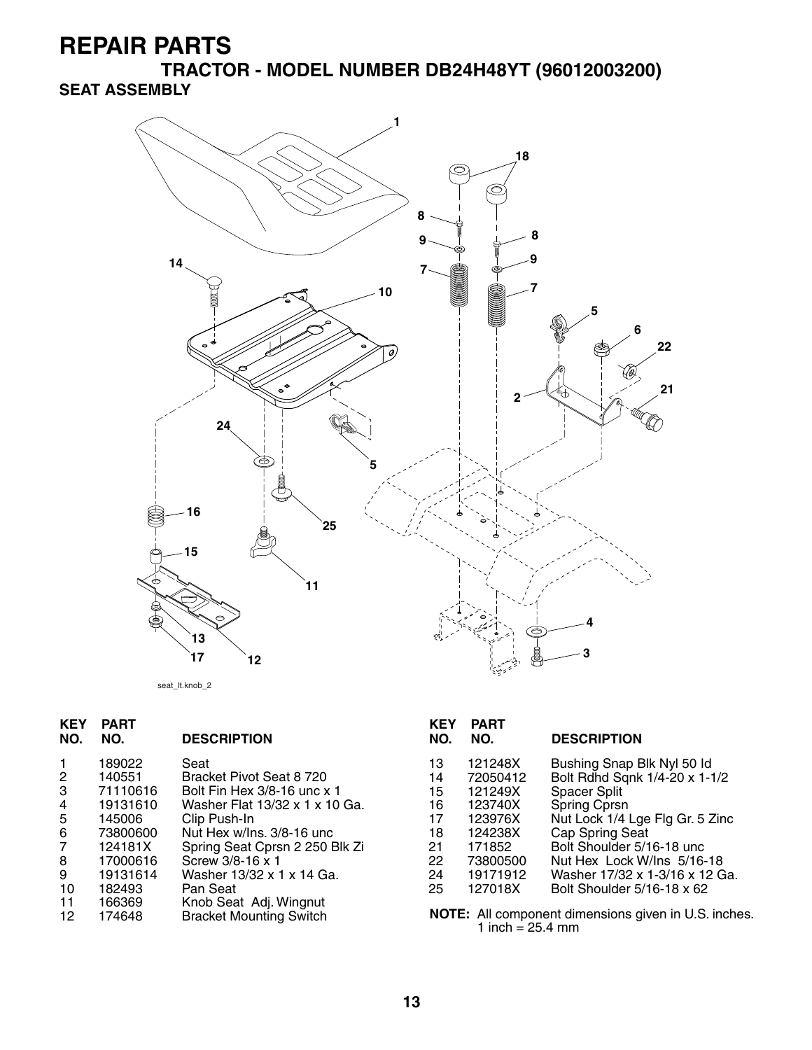# REPAIR PARTS

## TRACTOR - MODEL NUMBER DB24H48YT (96012003200)

### SEAT ASSEMBLY

seat_lt.knob_2

| KEY NO. | PART NO. | DESCRIPTION |
|---|---|---|
| 1 | 189022 | Seat |
| 2 | 140551 | Bracket Pivot Seat 8 720 |
| 3 | 71110616 | Bolt Fin Hex 3/8-16 unc x 1 |
| 4 | 19131610 | Washer Flat 13/32 x 1 x 10 Ga. |
| 5 | 145006 | Clip Push-In |
| 6 | 73800600 | Nut Hex w/Ins. 3/8-16 unc |
| 7 | 124181X | Spring Seat Cprsn 2 250 Blk Zi |
| 8 | 17000616 | Screw 3/8-16 x 1 |
| 9 | 19131614 | Washer 13/32 x 1 x 14 Ga. |
| 10 | 182493 | Pan Seat |
| 11 | 166369 | Knob Seat Adj. Wingnut |
| 12 | 174648 | Bracket Mounting Switch |
| 13 | 121248X | Bushing Snap Blk Nyl 50 Id |
| 14 | 72050412 | Bolt Rdhd Sqnk 1/4-20 x 1-1/2 |
| 15 | 121249X | Spacer Split |
| 16 | 123740X | Spring Cprsn |
| 17 | 123976X | Nut Lock 1/4 Lge Flg Gr. 5 Zinc |
| 18 | 124238X | Cap Spring Seat |
| 21 | 171852 | Bolt Shoulder 5/16-18 unc |
| 22 | 73800500 | Nut Hex Lock W/Ins 5/16-18 |
| 24 | 19171912 | Washer 17/32 x 1-3/16 x 12 Ga. |
| 25 | 127018X | Bolt Shoulder 5/16-18 x 62 |

**NOTE:** All component dimensions given in U.S. inches.
1 inch = 25.4 mm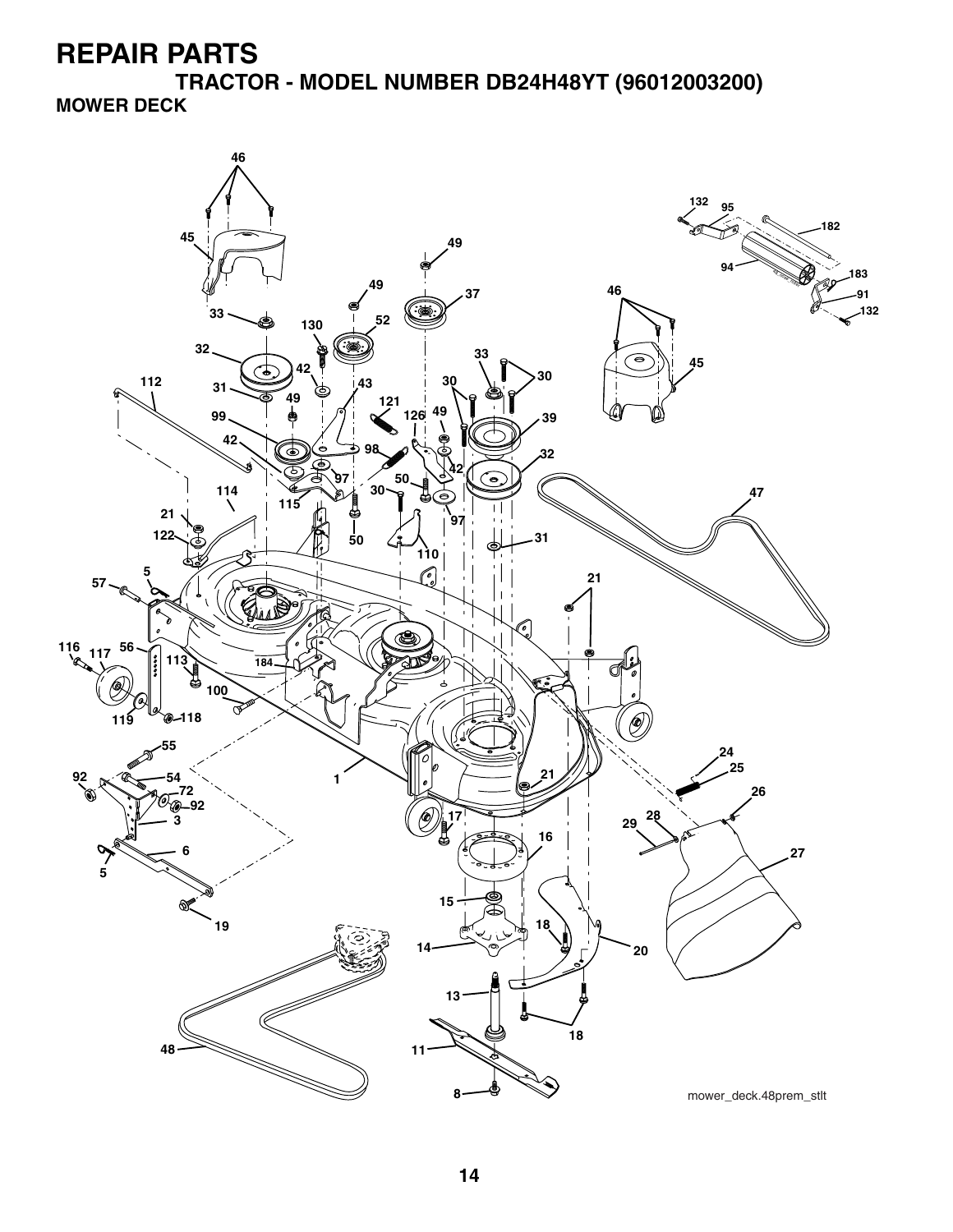# REPAIR PARTS

## TRACTOR - MODEL NUMBER DB24H48YT (96012003200)

### MOWER DECK

mower_deck.48prem_stlt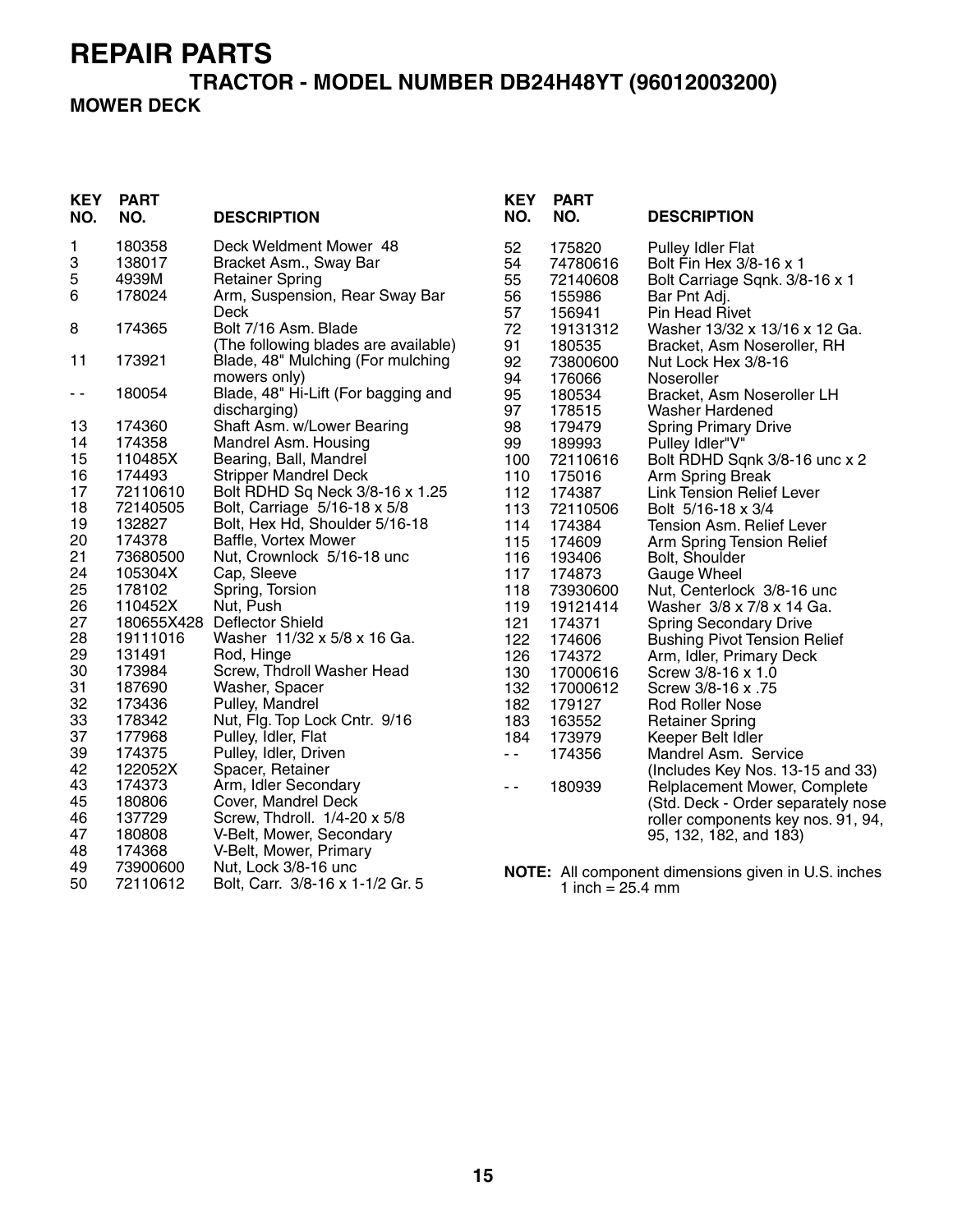# REPAIR PARTS

## TRACTOR - MODEL NUMBER DB24H48YT (96012003200)

### MOWER DECK

| KEY NO. | PART NO. | DESCRIPTION |
|---|---|---|
| 1 | 180358 | Deck Weldment Mower 48 |
| 3 | 138017 | Bracket Asm., Sway Bar |
| 5 | 4939M | Retainer Spring |
| 6 | 178024 | Arm, Suspension, Rear Sway Bar Deck |
| 8 | 174365 | Bolt 7/16 Asm. Blade |
| | | (The following blades are available) |
| 11 | 173921 | Blade, 48" Mulching (For mulching mowers only) |
| - - | 180054 | Blade, 48" Hi-Lift (For bagging and discharging) |
| 13 | 174360 | Shaft Asm. w/Lower Bearing |
| 14 | 174358 | Mandrel Asm. Housing |
| 15 | 110485X | Bearing, Ball, Mandrel |
| 16 | 174493 | Stripper Mandrel Deck |
| 17 | 72110610 | Bolt RDHD Sq Neck 3/8-16 x 1.25 |
| 18 | 72140505 | Bolt, Carriage 5/16-18 x 5/8 |
| 19 | 132827 | Bolt, Hex Hd, Shoulder 5/16-18 |
| 20 | 174378 | Baffle, Vortex Mower |
| 21 | 73680500 | Nut, Crownlock 5/16-18 unc |
| 24 | 105304X | Cap, Sleeve |
| 25 | 178102 | Spring, Torsion |
| 26 | 110452X | Nut, Push |
| 27 | 180655X428 | Deflector Shield |
| 28 | 19111016 | Washer 11/32 x 5/8 x 16 Ga. |
| 29 | 131491 | Rod, Hinge |
| 30 | 173984 | Screw, Thdroll Washer Head |
| 31 | 187690 | Washer, Spacer |
| 32 | 173436 | Pulley, Mandrel |
| 33 | 178342 | Nut, Flg. Top Lock Cntr. 9/16 |
| 37 | 177968 | Pulley, Idler, Flat |
| 39 | 174375 | Pulley, Idler, Driven |
| 42 | 122052X | Spacer, Retainer |
| 43 | 174373 | Arm, Idler Secondary |
| 45 | 180806 | Cover, Mandrel Deck |
| 46 | 137729 | Screw, Thdroll. 1/4-20 x 5/8 |
| 47 | 180808 | V-Belt, Mower, Secondary |
| 48 | 174368 | V-Belt, Mower, Primary |
| 49 | 73900600 | Nut, Lock 3/8-16 unc |
| 50 | 72110612 | Bolt, Carr. 3/8-16 x 1-1/2 Gr. 5 |
| 52 | 175820 | Pulley Idler Flat |
| 54 | 74780616 | Bolt Fin Hex 3/8-16 x 1 |
| 55 | 72140608 | Bolt Carriage Sqnk. 3/8-16 x 1 |
| 56 | 155986 | Bar Pnt Adj. |
| 57 | 156941 | Pin Head Rivet |
| 72 | 19131312 | Washer 13/32 x 13/16 x 12 Ga. |
| 91 | 180535 | Bracket, Asm Noseroller, RH |
| 92 | 73800600 | Nut Lock Hex 3/8-16 |
| 94 | 176066 | Noseroller |
| 95 | 180534 | Bracket, Asm Noseroller LH |
| 97 | 178515 | Washer Hardened |
| 98 | 179479 | Spring Primary Drive |
| 99 | 189993 | Pulley Idler"V" |
| 100 | 72110616 | Bolt RDHD Sqnk 3/8-16 unc x 2 |
| 110 | 175016 | Arm Spring Break |
| 112 | 174387 | Link Tension Relief Lever |
| 113 | 72110506 | Bolt 5/16-18 x 3/4 |
| 114 | 174384 | Tension Asm. Relief Lever |
| 115 | 174609 | Arm Spring Tension Relief |
| 116 | 193406 | Bolt, Shoulder |
| 117 | 174873 | Gauge Wheel |
| 118 | 73930600 | Nut, Centerlock 3/8-16 unc |
| 119 | 19121414 | Washer 3/8 x 7/8 x 14 Ga. |
| 121 | 174371 | Spring Secondary Drive |
| 122 | 174606 | Bushing Pivot Tension Relief |
| 126 | 174372 | Arm, Idler, Primary Deck |
| 130 | 17000616 | Screw 3/8-16 x 1.0 |
| 132 | 17000612 | Screw 3/8-16 x .75 |
| 182 | 179127 | Rod Roller Nose |
| 183 | 163552 | Retainer Spring |
| 184 | 173979 | Keeper Belt Idler |
| - - | 174356 | Mandrel Asm. Service (Includes Key Nos. 13-15 and 33) |
| - - | 180939 | Relplacement Mower, Complete (Std. Deck - Order separately nose roller components key nos. 91, 94, 95, 132, 182, and 183) |

**NOTE:** All component dimensions given in U.S. inches
1 inch = 25.4 mm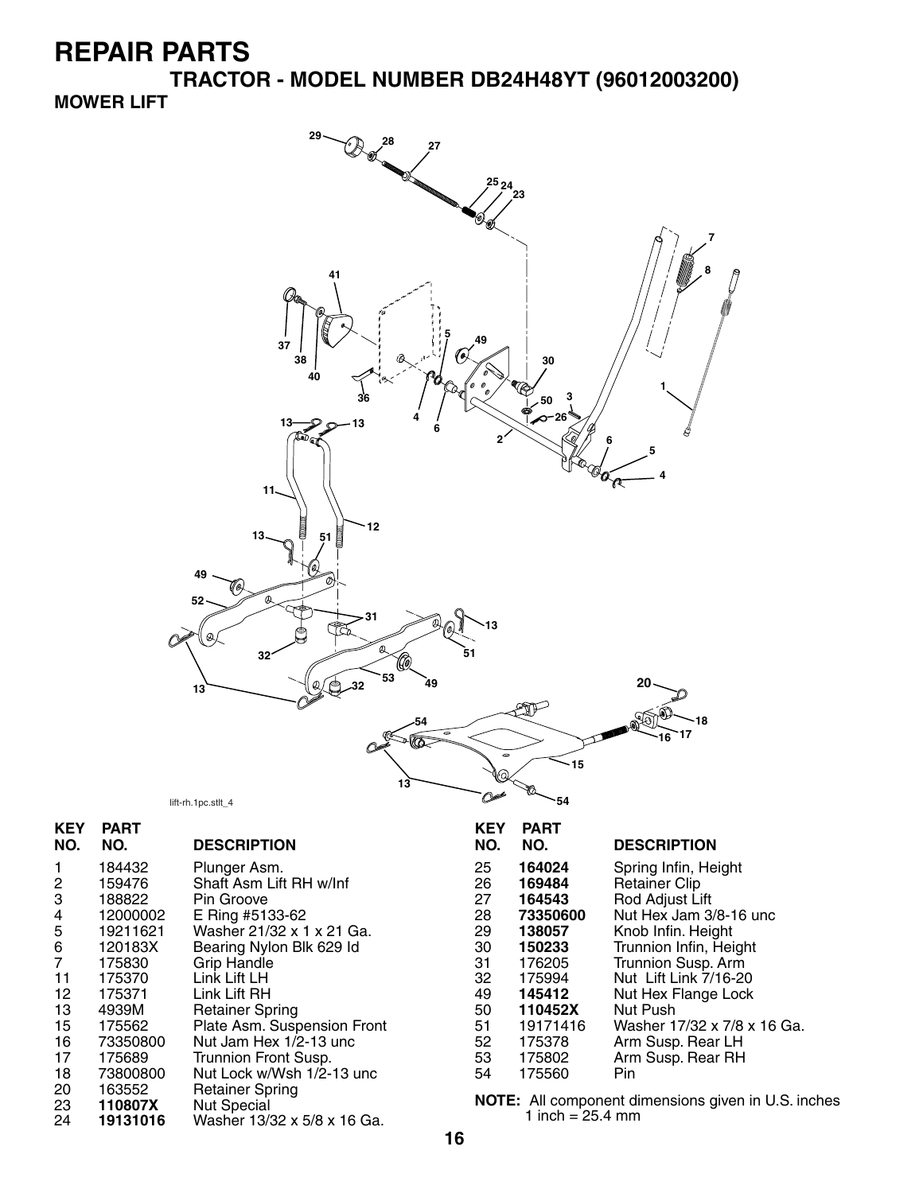# REPAIR PARTS

## TRACTOR - MODEL NUMBER DB24H48YT (96012003200)

### MOWER LIFT

lift-rh.1pc.stlt_4

| KEY NO. | PART NO. | DESCRIPTION |
|---|---|---|
| 1 | 184432 | Plunger Asm. |
| 2 | 159476 | Shaft Asm Lift RH w/Inf |
| 3 | 188822 | Pin Groove |
| 4 | 12000002 | E Ring #5133-62 |
| 5 | 19211621 | Washer 21/32 x 1 x 21 Ga. |
| 6 | 120183X | Bearing Nylon Blk 629 Id |
| 7 | 175830 | Grip Handle |
| 11 | 175370 | Link Lift LH |
| 12 | 175371 | Link Lift RH |
| 13 | 4939M | Retainer Spring |
| 15 | 175562 | Plate Asm. Suspension Front |
| 16 | 73350800 | Nut Jam Hex 1/2-13 unc |
| 17 | 175689 | Trunnion Front Susp. |
| 18 | 73800800 | Nut Lock w/Wsh 1/2-13 unc |
| 20 | 163552 | Retainer Spring |
| 23 | **110807X** | Nut Special |
| 24 | **19131016** | Washer 13/32 x 5/8 x 16 Ga. |
| 25 | **164024** | Spring Infin, Height |
| 26 | **169484** | Retainer Clip |
| 27 | **164543** | Rod Adjust Lift |
| 28 | **73350600** | Nut Hex Jam 3/8-16 unc |
| 29 | **138057** | Knob Infin. Height |
| 30 | **150233** | Trunnion Infin, Height |
| 31 | 176205 | Trunnion Susp. Arm |
| 32 | 175994 | Nut Lift Link 7/16-20 |
| 49 | **145412** | Nut Hex Flange Lock |
| 50 | **110452X** | Nut Push |
| 51 | 19171416 | Washer 17/32 x 7/8 x 16 Ga. |
| 52 | 175378 | Arm Susp. Rear LH |
| 53 | 175802 | Arm Susp. Rear RH |
| 54 | 175560 | Pin |

**NOTE:** All component dimensions given in U.S. inches
1 inch = 25.4 mm